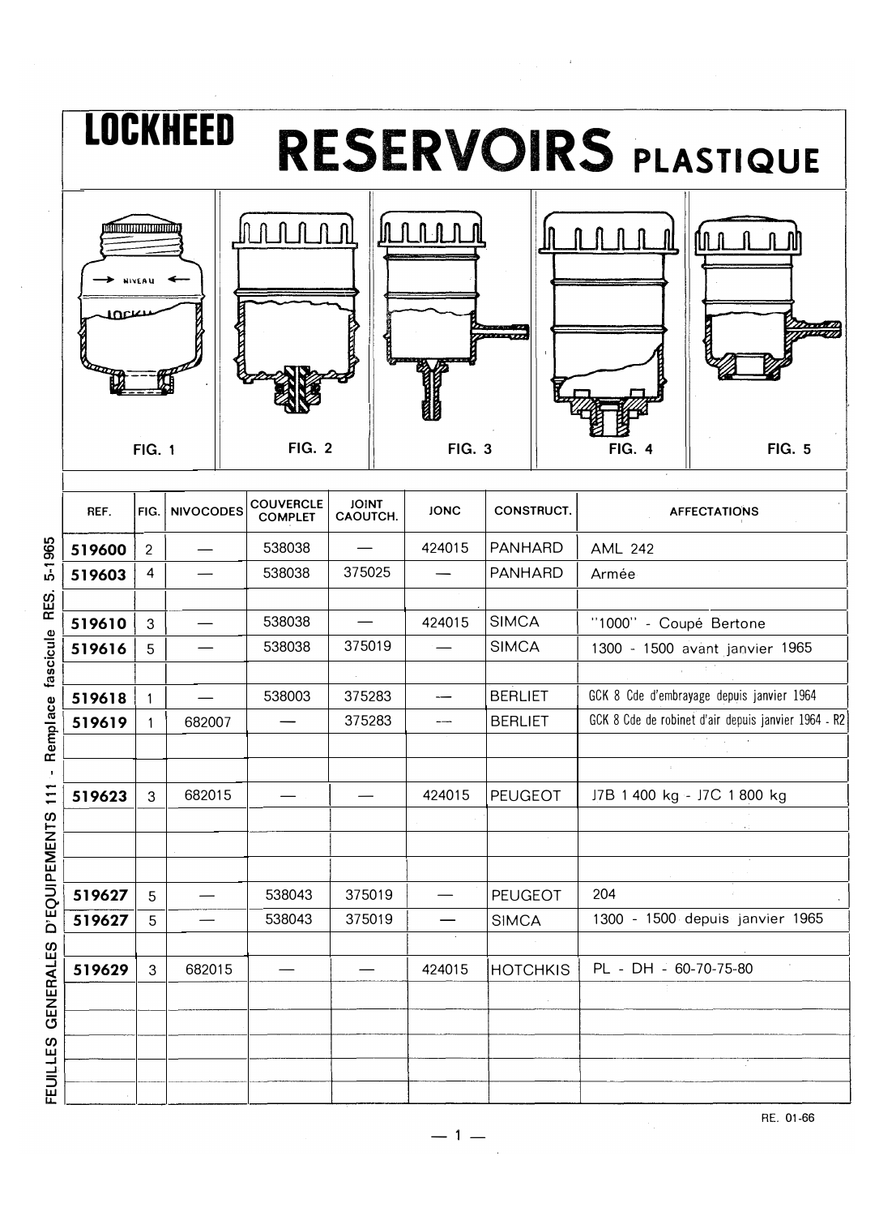# LOCKHEED RESERVOIRS PLASTIQUE

FIG. 1 FIG. 2 FIG. 3 FIG. 4 FIG. 5

| REF. | FIG. | NIVOCODES | COUVERCLE COMPLET | JOINT CAOUTCH. | JONC | CONSTRUCT. | AFFECTATIONS |
|---|---|---|---|---|---|---|---|
| **519600** | 2 | — | 538038 | — | 424015 | PANHARD | AML 242 |
| **519603** | 4 | — | 538038 | 375025 | — | PANHARD | Armée |
| | | | | | | | |
| **519610** | 3 | — | 538038 | — | 424015 | SIMCA | "1000" - Coupé Bertone |
| **519616** | 5 | — | 538038 | 375019 | — | SIMCA | 1300 - 1500 avant janvier 1965 |
| | | | | | | | |
| **519618** | 1 | — | 538003 | 375283 | — | BERLIET | GCK 8 Cde d'embrayage depuis janvier 1964 |
| **519619** | 1 | 682007 | — | 375283 | — | BERLIET | GCK 8 Cde de robinet d'air depuis janvier 1964 - R2 |
| | | | | | | | |
| | | | | | | | |
| **519623** | 3 | 682015 | — | — | 424015 | PEUGEOT | J7B 1 400 kg - J7C 1 800 kg |
| | | | | | | | |
| | | | | | | | |
| | | | | | | | |
| **519627** | 5 | — | 538043 | 375019 | — | PEUGEOT | 204 |
| **519627** | 5 | — | 538043 | 375019 | — | SIMCA | 1300 - 1500 depuis janvier 1965 |
| | | | | | | | |
| **519629** | 3 | 682015 | — | — | 424015 | HOTCHKIS | PL - DH - 60-70-75-80 |

FEUILLES GENERALES D'EQUIPEMENTS 111 - Remplace fascicule RES. 5-1965

RE. 01-66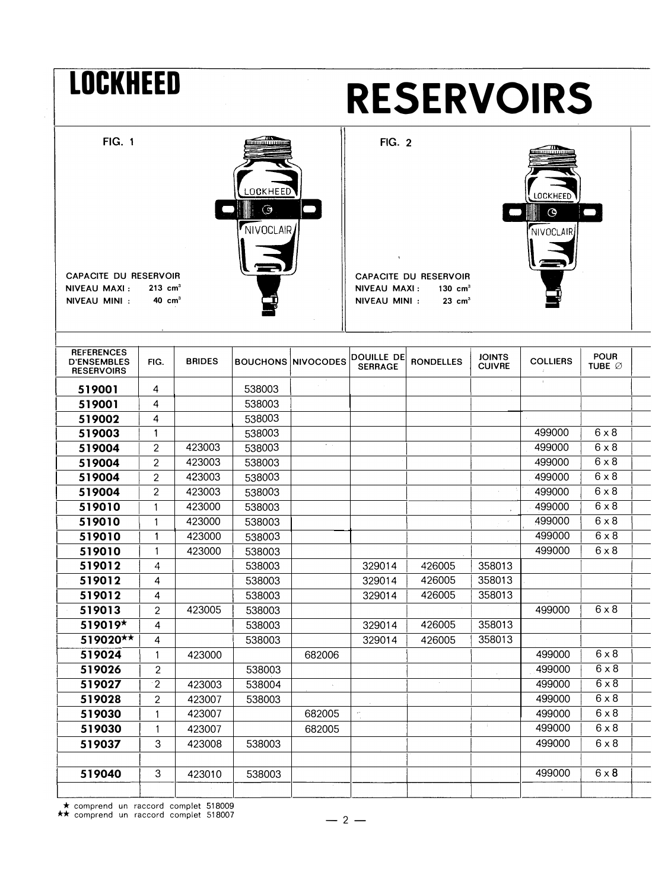# LOCKHEED

# RESERVOIRS

**FIG. 1**

CAPACITE DU RESERVOIR
NIVEAU MAXI : 213 $cm^3$
NIVEAU MINI : 40 $cm^3$

**FIG. 2**

CAPACITE DU RESERVOIR
NIVEAU MAXI : 130 $cm^3$
NIVEAU MINI : 23 $cm^3$

| REFERENCES D'ENSEMBLES RESERVOIRS | FIG. | BRIDES | BOUCHONS | NIVOCODES | DOUILLE DE SERRAGE | RONDELLES | JOINTS CUIVRE | COLLIERS | POUR TUBE ∅ |
|---|---|---|---|---|---|---|---|---|---|
| **519001** | 4 | | 538003 | | | | | | |
| **519001** | 4 | | 538003 | | | | | | |
| **519002** | 4 | | 538003 | | | | | | |
| **519003** | 1 | | 538003 | | | | | 499000 | 6 x 8 |
| **519004** | 2 | 423003 | 538003 | | | | | 499000 | 6 x 8 |
| **519004** | 2 | 423003 | 538003 | | | | | 499000 | 6 x 8 |
| **519004** | 2 | 423003 | 538003 | | | | | 499000 | 6 x 8 |
| **519004** | 2 | 423003 | 538003 | | | | | 499000 | 6 x 8 |
| **519010** | 1 | 423000 | 538003 | | | | | 499000 | 6 x 8 |
| **519010** | 1 | 423000 | 538003 | | | | | 499000 | 6 x 8 |
| **519010** | 1 | 423000 | 538003 | | | | | 499000 | 6 x 8 |
| **519010** | 1 | 423000 | 538003 | | | | | 499000 | 6 x 8 |
| **519012** | 4 | | 538003 | | 329014 | 426005 | 358013 | | |
| **519012** | 4 | | 538003 | | 329014 | 426005 | 358013 | | |
| **519012** | 4 | | 538003 | | 329014 | 426005 | 358013 | | |
| **519013** | 2 | 423005 | 538003 | | | | | 499000 | 6 x 8 |
| **519019★** | 4 | | 538003 | | 329014 | 426005 | 358013 | | |
| **519020★★** | 4 | | 538003 | | 329014 | 426005 | 358013 | | |
| **519024** | 1 | 423000 | | 682006 | | | | 499000 | 6 x 8 |
| **519026** | 2 | | 538003 | | | | | 499000 | 6 x 8 |
| **519027** | 2 | 423003 | 538004 | | | | | 499000 | 6 x 8 |
| **519028** | 2 | 423007 | 538003 | | | | | 499000 | 6 x 8 |
| **519030** | 1 | 423007 | | 682005 | | | | 499000 | 6 x 8 |
| **519030** | 1 | 423007 | | 682005 | | | | 499000 | 6 x 8 |
| **519037** | 3 | 423008 | 538003 | | | | | 499000 | 6 x 8 |
| | | | | | | | | | |
| **519040** | 3 | 423010 | 538003 | | | | | 499000 | 6 x 8 |
| | | | | | | | | | |

★ comprend un raccord complet 518009
★★ comprend un raccord complet 518007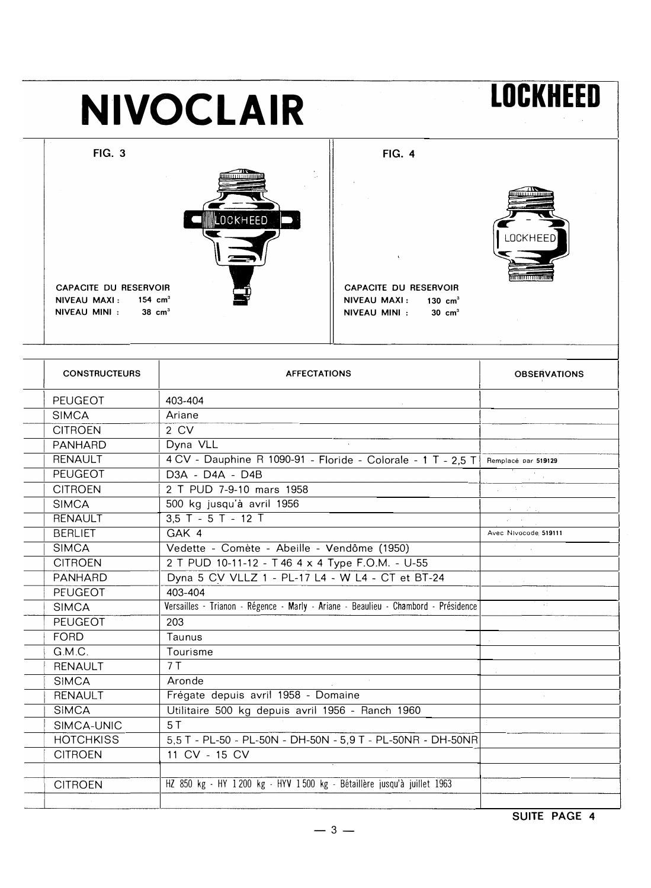# NIVOCLAIR

**LOCKHEED**

**FIG. 3**

**CAPACITE DU RESERVOIR**
**NIVEAU MAXI : 154 cm³**
**NIVEAU MINI : 38 cm³**

**FIG. 4**

**CAPACITE DU RESERVOIR**
**NIVEAU MAXI : 130 cm³**
**NIVEAU MINI : 30 cm³**

| CONSTRUCTEURS | AFFECTATIONS | OBSERVATIONS |
|---|---|---|
| PEUGEOT | 403-404 | |
| SIMCA | Ariane | |
| CITROEN | 2 CV | |
| PANHARD | Dyna VLL | |
| RENAULT | 4 CV - Dauphine R 1090-91 - Floride - Colorale - 1 T - 2,5 T | Remplacé par **519129** |
| PEUGEOT | D3A - D4A - D4B | |
| CITROEN | 2 T PUD 7-9-10 mars 1958 | |
| SIMCA | 500 kg jusqu'à avril 1956 | |
| RENAULT | 3,5 T - 5 T - 12 T | |
| BERLIET | GAK 4 | Avec Nivocode **519111** |
| SIMCA | Vedette - Comète - Abeille - Vendôme (1950) | |
| CITROEN | 2 T PUD 10-11-12 - T 46 4 x 4 Type F.O.M. - U-55 | |
| PANHARD | Dyna 5 CV VLLZ 1 - PL-17 L4 - W L4 - CT et BT-24 | |
| PEUGEOT | 403-404 | |
| SIMCA | Versailles - Trianon - Régence - Marly - Ariane - Beaulieu - Chambord - Présidence | |
| PEUGEOT | 203 | |
| FORD | Taunus | |
| G.M.C. | Tourisme | |
| RENAULT | 7 T | |
| SIMCA | Aronde | |
| RENAULT | Frégate depuis avril 1958 - Domaine | |
| SIMCA | Utilitaire 500 kg depuis avril 1956 - Ranch 1960 | |
| SIMCA-UNIC | 5 T | |
| HOTCHKISS | 5,5 T - PL-50 - PL-50N - DH-50N - 5,9 T - PL-50NR - DH-50NR | |
| CITROEN | 11 CV - 15 CV | |
| | | |
| CITROEN | HZ 850 kg - HY 1 200 kg - HYV 1 500 kg - Bétaillère jusqu'à juillet 1963 | |
| | | |

**SUITE PAGE 4**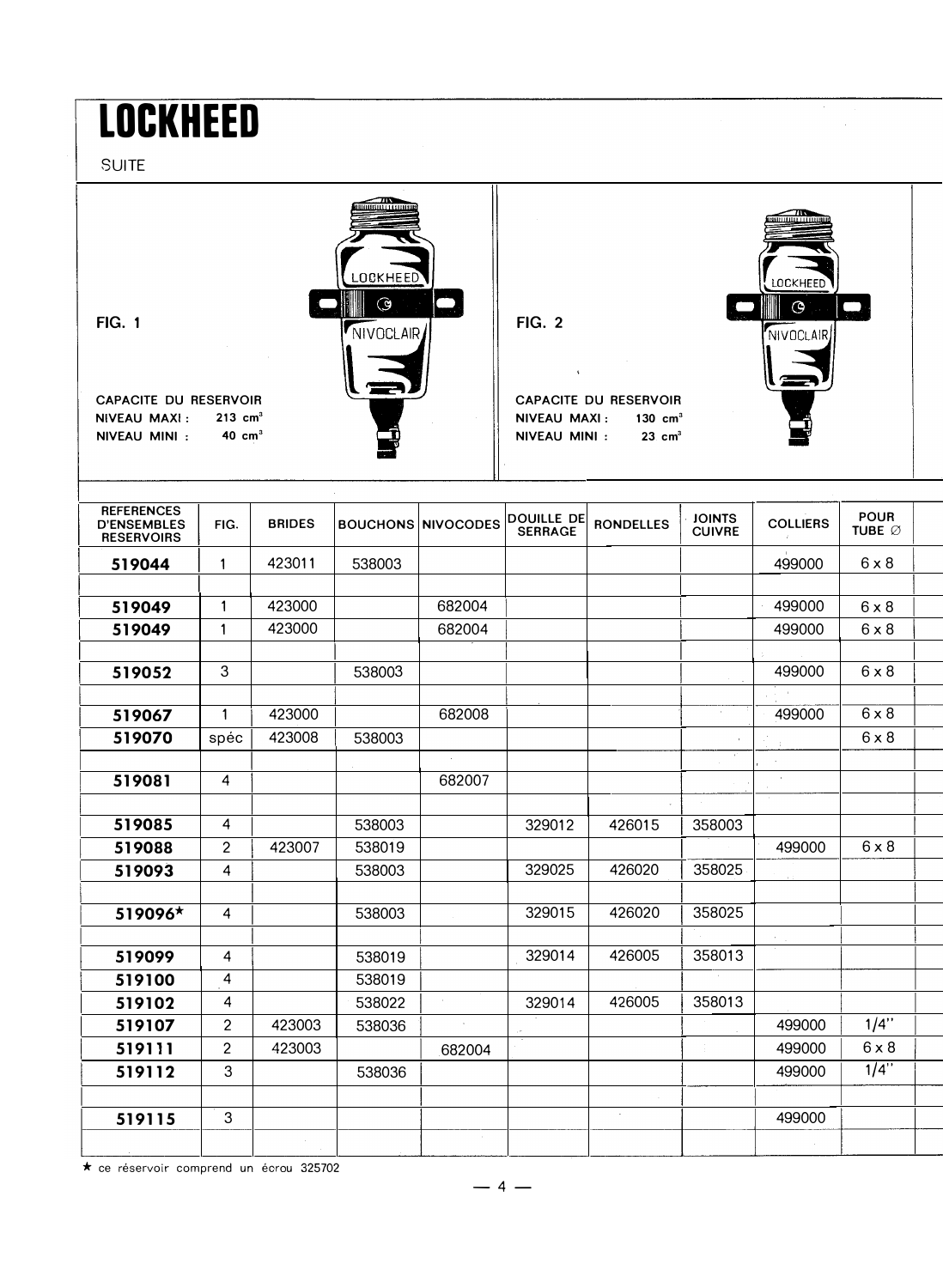# LOCKHEED

SUITE

**FIG. 1**

CAPACITE DU RESERVOIR
NIVEAU MAXI : 213 $cm^3$
NIVEAU MINI : 40 $cm^3$

**FIG. 2**

CAPACITE DU RESERVOIR
NIVEAU MAXI : 130 $cm^3$
NIVEAU MINI : 23 $cm^3$

| REFERENCES D'ENSEMBLES RESERVOIRS | FIG. | BRIDES | BOUCHONS | NIVOCODES | DOUILLE DE SERRAGE | RONDELLES | JOINTS CUIVRE | COLLIERS | POUR TUBE ∅ |
|---|---|---|---|---|---|---|---|---|---|
| **519044** | 1 | 423011 | 538003 | | | | | 499000 | 6 x 8 |
| | | | | | | | | | |
| **519049** | 1 | 423000 | | 682004 | | | | 499000 | 6 x 8 |
| **519049** | 1 | 423000 | | 682004 | | | | 499000 | 6 x 8 |
| | | | | | | | | | |
| **519052** | 3 | | 538003 | | | | | 499000 | 6 x 8 |
| | | | | | | | | | |
| **519067** | 1 | 423000 | | 682008 | | | | 499000 | 6 x 8 |
| **519070** | spéc | 423008 | 538003 | | | | | | 6 x 8 |
| | | | | | | | | | |
| **519081** | 4 | | | 682007 | | | | | |
| | | | | | | | | | |
| **519085** | 4 | | 538003 | | 329012 | 426015 | 358003 | | |
| **519088** | 2 | 423007 | 538019 | | | | | 499000 | 6 x 8 |
| **519093** | 4 | | 538003 | | 329025 | 426020 | 358025 | | |
| | | | | | | | | | |
| **519096*** | 4 | | 538003 | | 329015 | 426020 | 358025 | | |
| | | | | | | | | | |
| **519099** | 4 | | 538019 | | 329014 | 426005 | 358013 | | |
| **519100** | 4 | | 538019 | | | | | | |
| **519102** | 4 | | 538022 | | 329014 | 426005 | 358013 | | |
| **519107** | 2 | 423003 | 538036 | | | | | 499000 | 1/4" |
| **519111** | 2 | 423003 | | 682004 | | | | 499000 | 6 x 8 |
| **519112** | 3 | | 538036 | | | | | 499000 | 1/4" |
| | | | | | | | | | |
| **519115** | 3 | | | | | | | 499000 | |
| | | | | | | | | | |

★ ce réservoir comprend un écrou 325702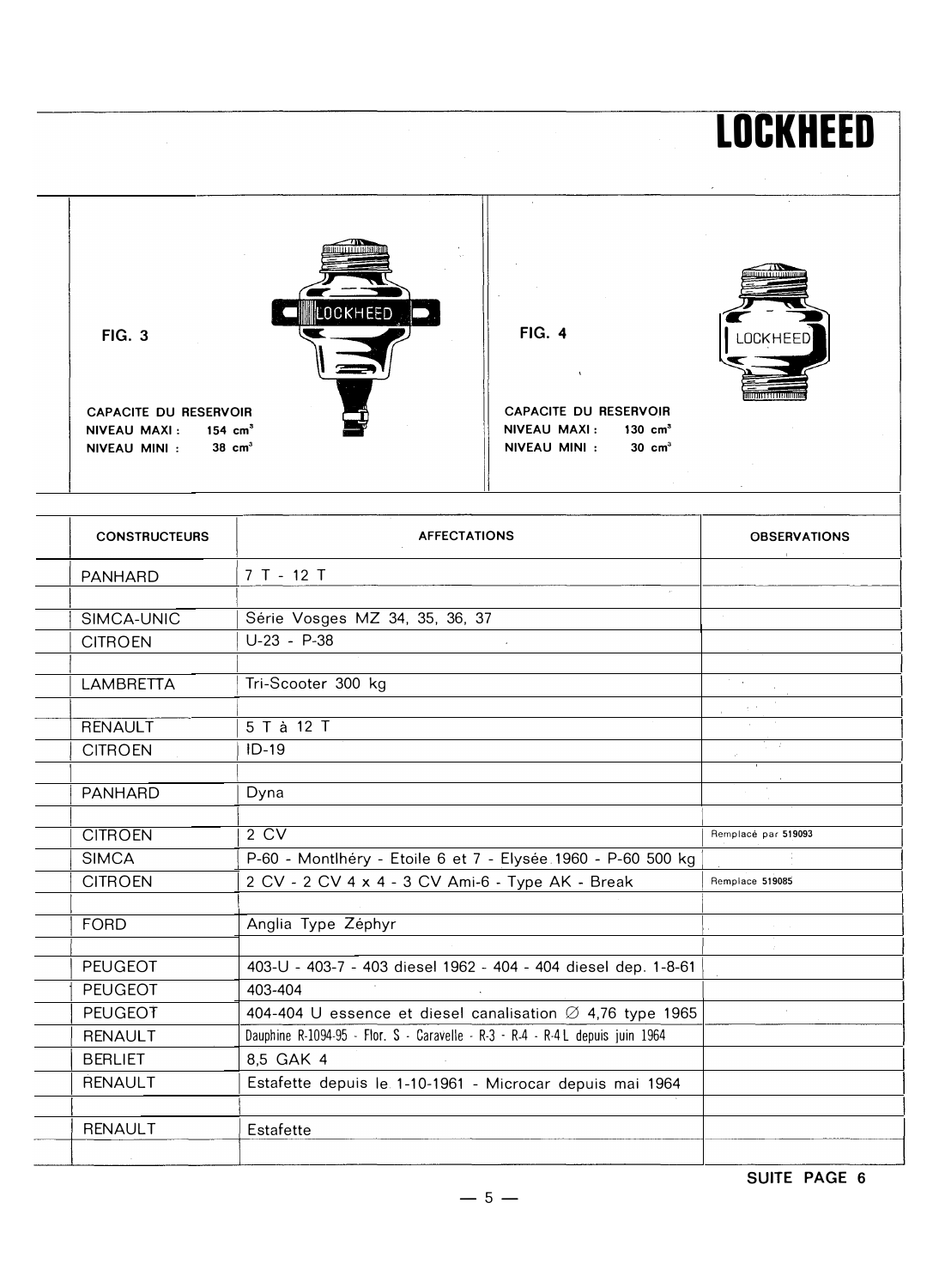# LOCKHEED

**FIG. 3**

**CAPACITE DU RESERVOIR**
**NIVEAU MAXI : 154 cm³**
**NIVEAU MINI : 38 cm³**

**FIG. 4**

**CAPACITE DU RESERVOIR**
**NIVEAU MAXI : 130 cm³**
**NIVEAU MINI : 30 cm³**

| CONSTRUCTEURS | AFFECTATIONS | OBSERVATIONS |
|---|---|---|
| PANHARD | 7 T - 12 T | |
| | | |
| SIMCA-UNIC | Série Vosges MZ 34, 35, 36, 37 | |
| CITROEN | U-23 - P-38 | |
| | | |
| LAMBRETTA | Tri-Scooter 300 kg | |
| | | |
| RENAULT | 5 T à 12 T | |
| CITROEN | ID-19 | |
| | | |
| PANHARD | Dyna | |
| | | |
| CITROEN | 2 CV | Remplacé par 519093 |
| SIMCA | P-60 - Montlhéry - Etoile 6 et 7 - Elysée 1960 - P-60 500 kg | |
| CITROEN | 2 CV - 2 CV 4 x 4 - 3 CV Ami-6 - Type AK - Break | Remplace 519085 |
| | | |
| FORD | Anglia Type Zéphyr | |
| | | |
| PEUGEOT | 403-U - 403-7 - 403 diesel 1962 - 404 - 404 diesel dep. 1-8-61 | |
| PEUGEOT | 403-404 | |
| PEUGEOT | 404-404 U essence et diesel canalisation ∅ 4,76 type 1965 | |
| RENAULT | Dauphine R-1094-95 - Flor. S - Caravelle - R-3 - R-4 - R-4 L depuis juin 1964 | |
| BERLIET | 8,5 GAK 4 | |
| RENAULT | Estafette depuis le 1-10-1961 - Microcar depuis mai 1964 | |
| | | |
| RENAULT | Estafette | |
| | | |

**SUITE PAGE 6**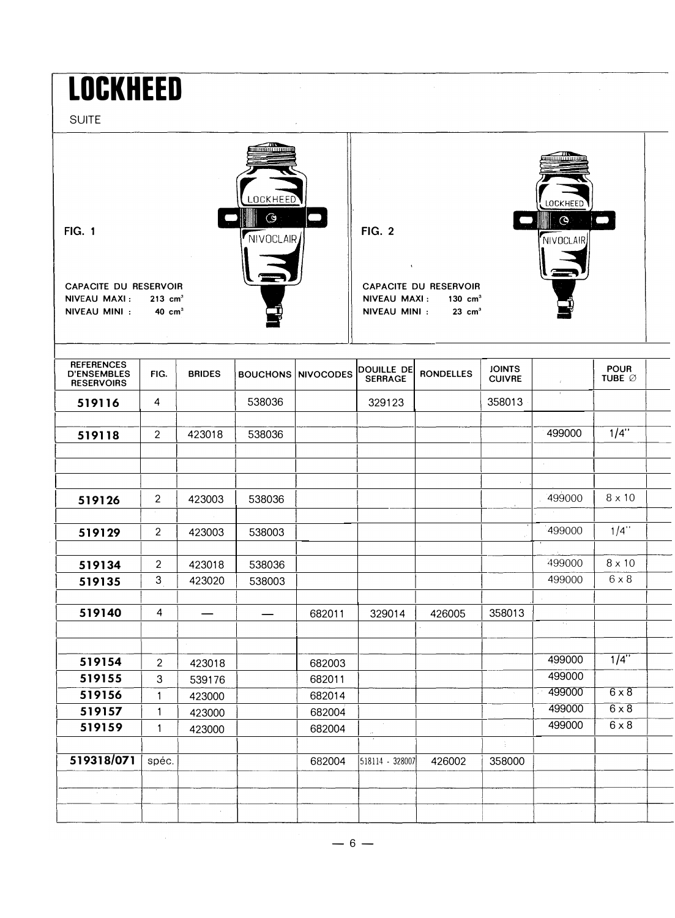# LOCKHEED

SUITE

**FIG. 1**

CAPACITE DU RESERVOIR
NIVEAU MAXI : 213 $cm^3$
NIVEAU MINI : 40 $cm^3$

**FIG. 2**

CAPACITE DU RESERVOIR
NIVEAU MAXI : 130 $cm^3$
NIVEAU MINI : 23 $cm^3$

| REFERENCES D'ENSEMBLES RESERVOIRS | FIG. | BRIDES | BOUCHONS | NIVOCODES | DOUILLE DE SERRAGE | RONDELLES | JOINTS CUIVRE | | POUR TUBE ∅ |
|---|---|---|---|---|---|---|---|---|---|
| **519116** | 4 | | 538036 | | 329123 | | 358013 | | |
| **519118** | 2 | 423018 | 538036 | | | | | 499000 | 1/4" |
| **519126** | 2 | 423003 | 538036 | | | | | 499000 | 8 x 10 |
| **519129** | 2 | 423003 | 538003 | | | | | 499000 | 1/4" |
| **519134** | 2 | 423018 | 538036 | | | | | 499000 | 8 x 10 |
| **519135** | 3 | 423020 | 538003 | | | | | 499000 | 6 x 8 |
| **519140** | 4 | — | — | 682011 | 329014 | 426005 | 358013 | | |
| **519154** | 2 | 423018 | | 682003 | | | | 499000 | 1/4" |
| **519155** | 3 | 539176 | | 682011 | | | | 499000 | |
| **519156** | 1 | 423000 | | 682014 | | | | 499000 | 6 x 8 |
| **519157** | 1 | 423000 | | 682004 | | | | 499000 | 6 x 8 |
| **519159** | 1 | 423000 | | 682004 | | | | 499000 | 6 x 8 |
| **519318/071** | spéc. | | | 682004 | 518114 - 328007 | 426002 | 358000 | | |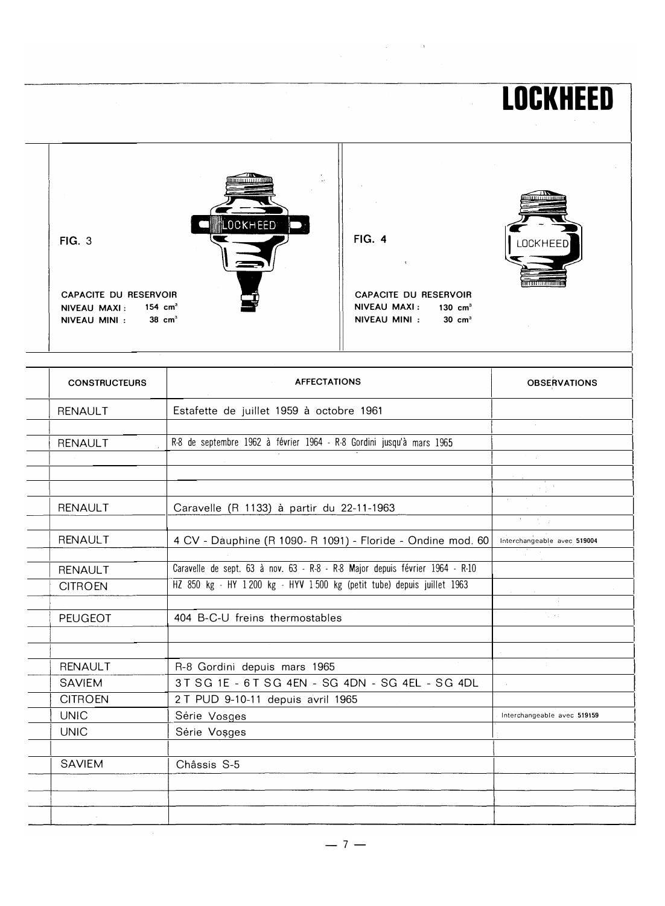# LOCKHEED

FIG. 3

CAPACITE DU RESERVOIR
NIVEAU MAXI : 154 cm³
NIVEAU MINI : 38 cm³

FIG. 4

CAPACITE DU RESERVOIR
NIVEAU MAXI : 130 cm³
NIVEAU MINI : 30 cm³

| CONSTRUCTEURS | AFFECTATIONS | OBSERVATIONS |
|---|---|---|
| RENAULT | Estafette de juillet 1959 à octobre 1961 | |
| | | |
| RENAULT | R-8 de septembre 1962 à février 1964 - R-8 Gordini jusqu'à mars 1965 | |
| | | |
| | | |
| | | |
| RENAULT | Caravelle (R 1133) à partir du 22-11-1963 | |
| | | |
| RENAULT | 4 CV - Dauphine (R 1090- R 1091) - Floride - Ondine mod. 60 | Interchangeable avec 519004 |
| | | |
| RENAULT | Caravelle de sept. 63 à nov. 63 - R-8 - R-8 Major depuis février 1964 - R-10 | |
| CITROEN | HZ 850 kg - HY 1 200 kg - HYV 1 500 kg (petit tube) depuis juillet 1963 | |
| | | |
| PEUGEOT | 404 B-C-U freins thermostables | |
| | | |
| | | |
| RENAULT | R-8 Gordini depuis mars 1965 | |
| SAVIEM | 3 T SG 1E - 6 T SG 4EN - SG 4DN - SG 4EL - SG 4DL | |
| CITROEN | 2 T PUD 9-10-11 depuis avril 1965 | |
| UNIC | Série Vosges | Interchangeable avec 519159 |
| UNIC | Série Vosges | |
| | | |
| SAVIEM | Châssis S-5 | |
| | | |
| | | |
| | | |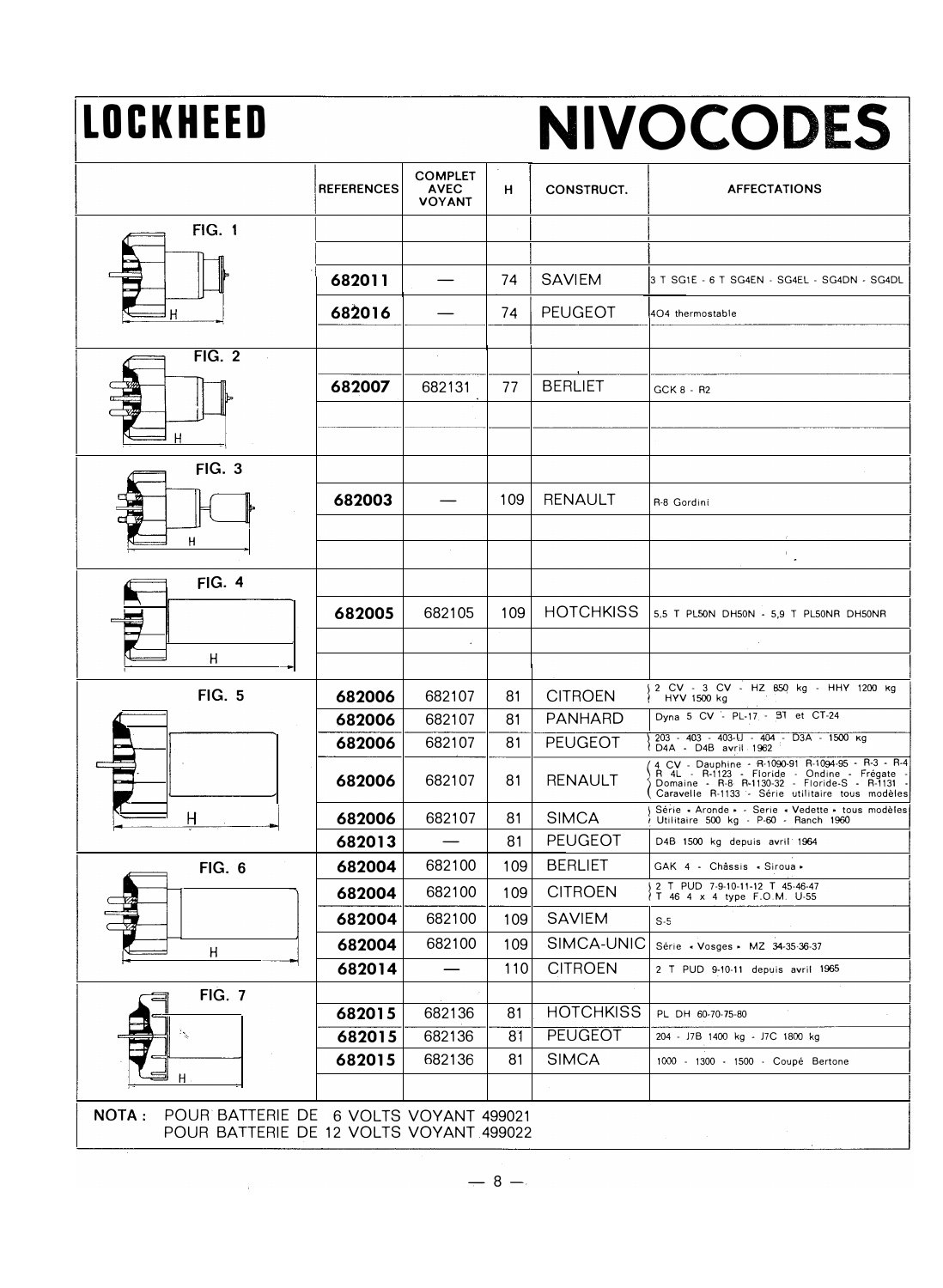# LOCKHEED — NIVOCODES

| | REFERENCES | COMPLET AVEC VOYANT | H | CONSTRUCT. | AFFECTATIONS |
|---|---|---|---|---|---|
| FIG. 1 | 682011 | — | 74 | SAVIEM | 3 T SG1E - 6 T SG4EN - SG4EL - SG4DN - SG4DL |
| | 682016 | — | 74 | PEUGEOT | 404 thermostable |
| FIG. 2 | 682007 | 682131 | 77 | BERLIET | GCK 8 - R2 |
| FIG. 3 | 682003 | — | 109 | RENAULT | R-8 Gordini |
| FIG. 4 | 682005 | 682105 | 109 | HOTCHKISS | 5,5 T PL50N DH50N - 5,9 T PL50NR DH50NR |
| FIG. 5 | 682006 | 682107 | 81 | CITROEN | 2 CV - 3 CV - HZ 850 kg - HHY 1200 kg HYV 1500 kg |
| | 682006 | 682107 | 81 | PANHARD | Dyna 5 CV - PL-17 - B1 et CT-24 |
| | 682006 | 682107 | 81 | PEUGEOT | 203 - 403 - 403-U - 404 - D3A - 1500 kg D4A - D4B avril 1962 |
| | 682006 | 682107 | 81 | RENAULT | 4 CV - Dauphine - R-1090-91 R-1094-95 - R-3 - R-4 R 4L - R-1123 - Floride - Ondine - Frégate - Domaine - R-8 R-1130-32 - Floride-S - R-1131 - Caravelle R-1133 - Série utilitaire tous modèles |
| | 682006 | 682107 | 81 | SIMCA | Série « Aronde » - Serie « Vedette » tous modèles Utilitaire 500 kg - P-60 - Ranch 1960 |
| | 682013 | — | 81 | PEUGEOT | D4B 1500 kg depuis avril 1964 |
| FIG. 6 | 682004 | 682100 | 109 | BERLIET | GAK 4 - Châssis « Siroua » |
| | 682004 | 682100 | 109 | CITROEN | 2 T PUD 7-9-10-11-12 T 45-46-47 T 46 4 x 4 type F.O.M. U-55 |
| | 682004 | 682100 | 109 | SAVIEM | S-5 |
| | 682004 | 682100 | 109 | SIMCA-UNIC | Série « Vosges » MZ 34-35-36-37 |
| | 682014 | — | 110 | CITROEN | 2 T PUD 9-10-11 depuis avril 1965 |
| FIG. 7 | 682015 | 682136 | 81 | HOTCHKISS | PL DH 60-70-75-80 |
| | 682015 | 682136 | 81 | PEUGEOT | 204 - J7B 1400 kg - J7C 1800 kg |
| | 682015 | 682136 | 81 | SIMCA | 1000 - 1300 - 1500 - Coupé Bertone |

**NOTA :** POUR BATTERIE DE 6 VOLTS VOYANT 499021
POUR BATTERIE DE 12 VOLTS VOYANT 499022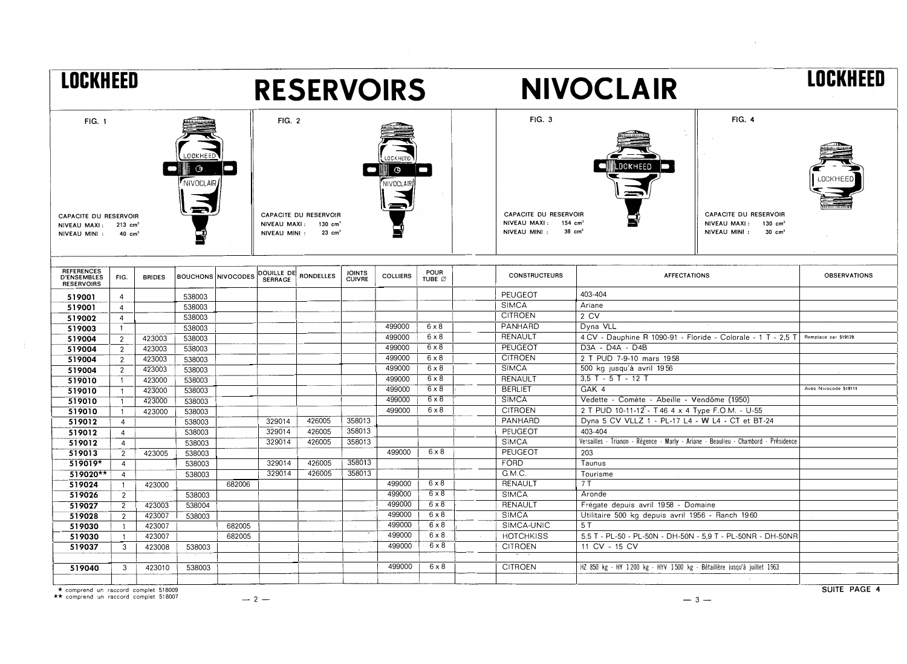# LOCKHEED RESERVOIRS NIVOCLAIR LOCKHEED

**FIG. 1**

CAPACITE DU RESERVOIR
NIVEAU MAXI : 213 cm³
NIVEAU MINI : 40 cm³

**FIG. 2**

CAPACITE DU RESERVOIR
NIVEAU MAXI : 130 cm³
NIVEAU MINI : 23 cm³

**FIG. 3**

CAPACITE DU RESERVOIR
NIVEAU MAXI : 154 cm³
NIVEAU MINI : 38 cm³

**FIG. 4**

CAPACITE DU RESERVOIR
NIVEAU MAXI : 130 cm³
NIVEAU MINI : 30 cm³

| REFERENCES D'ENSEMBLES RESERVOIRS | FIG. | BRIDES | BOUCHONS | NIVOCODES | DOUILLE DE SERRAGE | RONDELLES | JOINTS CUIVRE | COLLIERS | POUR TUBE ∅ | CONSTRUCTEURS | AFFECTATIONS | OBSERVATIONS |
|---|---|---|---|---|---|---|---|---|---|---|---|---|
| **519001** | 4 | | 538003 | | | | | | | PEUGEOT | 403-404 | |
| **519001** | 4 | | 538003 | | | | | | | SIMCA | Ariane | |
| **519002** | 4 | | 538003 | | | | | | | CITROEN | 2 CV | |
| **519003** | 1 | | 538003 | | | | | 499000 | 6 x 8 | PANHARD | Dyna VLL | |
| **519004** | 2 | 423003 | 538003 | | | | | 499000 | 6 x 8 | RENAULT | 4 CV - Dauphine R 1090-91 - Floride - Colorale - 1 T - 2,5 T | Remplacé par 519129 |
| **519004** | 2 | 423003 | 538003 | | | | | 499000 | 6 x 8 | PEUGEOT | D3A - D4A - D4B | |
| **519004** | 2 | 423003 | 538003 | | | | | 499000 | 6 x 8 | CITROEN | 2 T PUD 7-9-10 mars 1958 | |
| **519004** | 2 | 423003 | 538003 | | | | | 499000 | 6 x 8 | SIMCA | 500 kg jusqu'à avril 1956 | |
| **519010** | 1 | 423000 | 538003 | | | | | 499000 | 6 x 8 | RENAULT | 3,5 T - 5 T - 12 T | |
| **519010** | 1 | 423000 | 538003 | | | | | 499000 | 6 x 8 | BERLIET | GAK 4 | Avec Nivocode 519111 |
| **519010** | 1 | 423000 | 538003 | | | | | 499000 | 6 x 8 | SIMCA | Vedette - Comète - Abeille - Vendôme (1950) | |
| **519010** | 1 | 423000 | 538003 | | | | | 499000 | 6 x 8 | CITROEN | 2 T PUD 10-11-12 - T 46 4 x 4 Type F.O.M. - U-55 | |
| **519012** | 4 | | 538003 | | 329014 | 426005 | 358013 | | | PANHARD | Dyna 5 CV VLLZ 1 - PL-17 L4 - W L4 - CT et BT-24 | |
| **519012** | 4 | | 538003 | | 329014 | 426005 | 358013 | | | PEUGEOT | 403-404 | |
| **519012** | 4 | | 538003 | | 329014 | 426005 | 358013 | | | SIMCA | Versailles - Trianon - Régence - Marly - Ariane - Beaulieu - Chambord - Présidence | |
| **519013** | 2 | 423005 | 538003 | | | | | 499000 | 6 x 8 | PEUGEOT | 203 | |
| **519019*** | 4 | | 538003 | | 329014 | 426005 | 358013 | | | FORD | Taunus | |
| **519020**** | 4 | | 538003 | | 329014 | 426005 | 358013 | | | G.M.C. | Tourisme | |
| **519024** | 1 | 423000 | | 682006 | | | | 499000 | 6 x 8 | RENAULT | 7 T | |
| **519026** | 2 | | 538003 | | | | | 499000 | 6 x 8 | SIMCA | Aronde | |
| **519027** | 2 | 423003 | 538004 | | | | | 499000 | 6 x 8 | RENAULT | Frégate depuis avril 1958 - Domaine | |
| **519028** | 2 | 423007 | 538003 | | | | | 499000 | 6 x 8 | SIMCA | Utilitaire 500 kg depuis avril 1956 - Ranch 1960 | |
| **519030** | 1 | 423007 | | 682005 | | | | 499000 | 6 x 8 | SIMCA-UNIC | 5 T | |
| **519030** | 1 | 423007 | | 682005 | | | | 499000 | 6 x 8 | HOTCHKISS | 5,5 T - PL-50 - PL-50N - DH-50N - 5,9 T - PL-50NR - DH-50NR | |
| **519037** | 3 | 423008 | 538003 | | | | | 499000 | 6 x 8 | CITROEN | 11 CV - 15 CV | |
| | | | | | | | | | | | | |
| **519040** | 3 | 423010 | 538003 | | | | | 499000 | 6 x 8 | CITROEN | HZ 850 kg - HY 1200 kg - HYV 1500 kg - Bétaillère jusqu'à juillet 1963 | |

★ comprend un raccord complet 518009
★★ comprend un raccord complet 518007

**SUITE PAGE 4**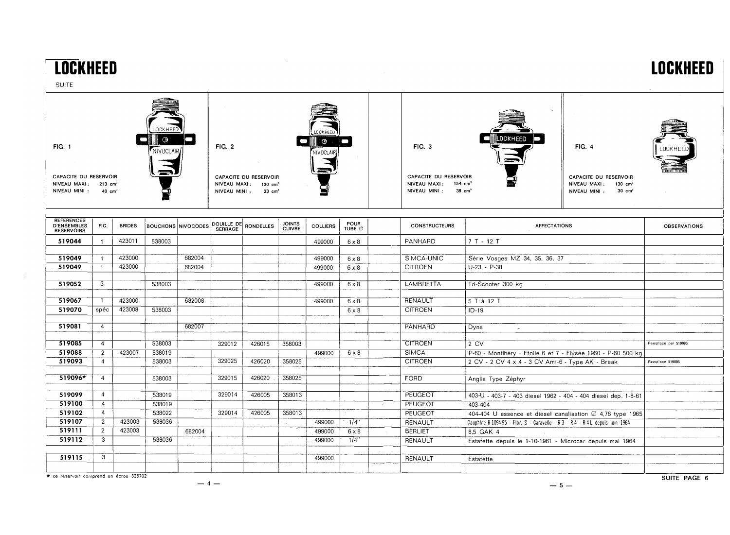# LOCKHEED

SUITE

FIG. 1

CAPACITE DU RESERVOIR
NIVEAU MAXI : 213 cm³
NIVEAU MINI : 40 cm³

FIG. 2

CAPACITE DU RESERVOIR
NIVEAU MAXI : 130 cm³
NIVEAU MINI : 23 cm³

FIG. 3

CAPACITE DU RESERVOIR
NIVEAU MAXI : 154 cm³
NIVEAU MINI : 38 cm³

FIG. 4

CAPACITE DU RESERVOIR
NIVEAU MAXI : 130 cm³
NIVEAU MINI : 30 cm³

| REFERENCES D'ENSEMBLES RESERVOIRS | FIG. | BRIDES | BOUCHONS | NIVOCODES | DOUILLE DE SERRAGE | RONDELLES | JOINTS CUIVRE | COLLIERS | POUR TUBE ∅ | CONSTRUCTEURS | AFFECTATIONS | OBSERVATIONS |
|---|---|---|---|---|---|---|---|---|---|---|---|---|
| **519044** | 1 | 423011 | 538003 | | | | | 499000 | 6 x 8 | PANHARD | 7 T - 12 T | |
| **519049** | 1 | 423000 | | 682004 | | | | 499000 | 6 x 8 | SIMCA-UNIC | Série Vosges MZ 34, 35, 36, 37 | |
| **519049** | 1 | 423000 | | 682004 | | | | 499000 | 6 x 8 | CITROEN | U-23 - P-38 | |
| **519052** | 3 | | 538003 | | | | | 499000 | 6 x 8 | LAMBRETTA | Tri-Scooter 300 kg | |
| **519067** | 1 | 423000 | | 682008 | | | | 499000 | 6 x 8 | RENAULT | 5 T à 12 T | |
| **519070** | spéc | 423008 | 538003 | | | | | | 6 x 8 | CITROEN | ID-19 | |
| **519081** | 4 | | | 682007 | | | | | | PANHARD | Dyna | |
| **519085** | 4 | | 538003 | | 329012 | 426015 | 358003 | | | CITROEN | 2 CV | Remplacé par 519093 |
| **519088** | 2 | 423007 | 538019 | | | | | 499000 | 6 x 8 | SIMCA | P-60 - Montlhéry - Etoile 6 et 7 - Elysée 1960 - P-60 500 kg | |
| **519093** | 4 | | 538003 | | 329025 | 426020 | 358025 | | | CITROEN | 2 CV - 2 CV 4 x 4 - 3 CV Ami-6 - Type AK - Break | Remplace 519085 |
| **519096*** | 4 | | 538003 | | 329015 | 426020 | 358025 | | | FORD | Anglia Type Zéphyr | |
| **519099** | 4 | | 538019 | | 329014 | 426005 | 358013 | | | PEUGEOT | 403-U - 403-7 - 403 diesel 1962 - 404 - 404 diesel dep. 1-8-61 | |
| **519100** | 4 | | 538019 | | | | | | | PEUGEOT | 403-404 | |
| **519102** | 4 | | 538022 | | 329014 | 426005 | 358013 | | | PEUGEOT | 404-404 U essence et diesel canalisation ∅ 4,76 type 1965 | |
| **519107** | 2 | 423003 | 538036 | | | | | 499000 | 1/4" | RENAULT | Dauphine R-1094-95 - Flor. S - Caravelle - R-3 - R-4 - R-4 L depuis juin 1964 | |
| **519111** | 2 | 423003 | | 682004 | | | | 499000 | 6 x 8 | BERLIET | 8,5 GAK 4 | |
| **519112** | 3 | | 538036 | | | | | 499000 | 1/4" | RENAULT | Estafette depuis le 1-10-1961 - Microcar depuis mai 1964 | |
| **519115** | 3 | | | | | | | 499000 | | RENAULT | Estafette | |

★ ce reservoir comprend un écrou 325702

SUITE PAGE 6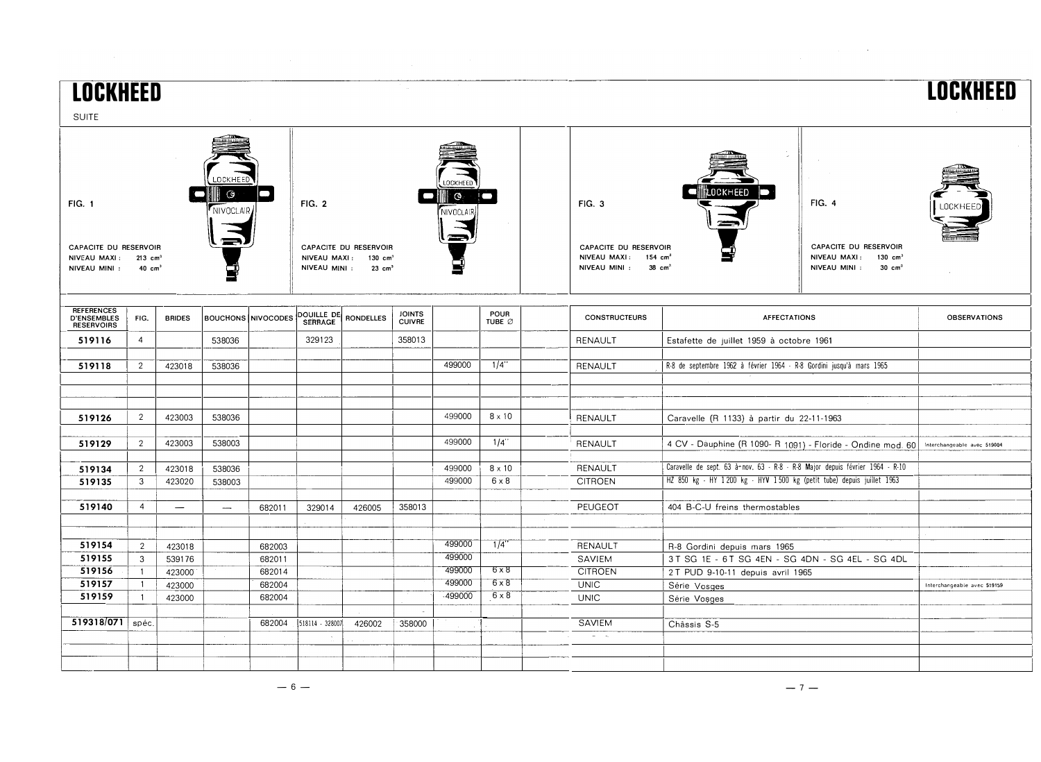# LOCKHEED

SUITE

FIG. 1

CAPACITE DU RESERVOIR
NIVEAU MAXI : 213 cm³
NIVEAU MINI : 40 cm³

FIG. 2

CAPACITE DU RESERVOIR
NIVEAU MAXI : 130 cm³
NIVEAU MINI : 23 cm³

FIG. 3

CAPACITE DU RESERVOIR
NIVEAU MAXI : 154 cm³
NIVEAU MINI : 38 cm³

FIG. 4

CAPACITE DU RESERVOIR
NIVEAU MAXI : 130 cm³
NIVEAU MINI : 30 cm³

| REFERENCES D'ENSEMBLES RESERVOIRS | FIG. | BRIDES | BOUCHONS | NIVOCODES | DOUILLE DE SERRAGE | RONDELLES | JOINTS CUIVRE | | POUR TUBE ∅ | | CONSTRUCTEURS | AFFECTATIONS | OBSERVATIONS |
|---|---|---|---|---|---|---|---|---|---|---|---|---|---|
| **519116** | 4 | | 538036 | | 329123 | | 358013 | | | | RENAULT | Estafette de juillet 1959 à octobre 1961 | |
| **519118** | 2 | 423018 | 538036 | | | | | 499000 | 1/4" | | RENAULT | R-8 de septembre 1962 à février 1964 - R-8 Gordini jusqu'à mars 1965 | |
| **519126** | 2 | 423003 | 538036 | | | | | 499000 | 8 x 10 | | RENAULT | Caravelle (R 1133) à partir du 22-11-1963 | |
| **519129** | 2 | 423003 | 538003 | | | | | 499000 | 1/4" | | RENAULT | 4 CV - Dauphine (R 1090- R 1091) - Floride - Ondine mod. 60 | Interchangeable avec 519004 |
| **519134** | 2 | 423018 | 538036 | | | | | 499000 | 8 x 10 | | RENAULT | Caravelle de sept. 63 à nov. 63 - R-8 - R-8 Major depuis février 1964 - R-10 | |
| **519135** | 3 | 423020 | 538003 | | | | | 499000 | 6 x 8 | | CITROEN | HZ 850 kg - HY 1200 kg - HYV 1500 kg (petit tube) depuis juillet 1963 | |
| **519140** | 4 | — | — | 682011 | 329014 | 426005 | 358013 | | | | PEUGEOT | 404 B-C-U freins thermostables | |
| **519154** | 2 | 423018 | | 682003 | | | | 499000 | 1/4" | | RENAULT | R-8 Gordini depuis mars 1965 | |
| **519155** | 3 | 539176 | | 682011 | | | | 499000 | | | SAVIEM | 3 T SG 1E - 6 T SG 4EN - SG 4DN - SG 4EL - SG 4DL | |
| **519156** | 1 | 423000 | | 682014 | | | | 499000 | 6 x 8 | | CITROEN | 2 T PUD 9-10-11 depuis avril 1965 | |
| **519157** | 1 | 423000 | | 682004 | | | | 499000 | 6 x 8 | | UNIC | Série Vosges | Interchangeable avec 519159 |
| **519159** | 1 | 423000 | | 682004 | | | | 499000 | 6 x 8 | | UNIC | Série Vosges | |
| **519318/071** | spéc. | | | 682004 | 518114 - 328007 | 426002 | 358000 | | | | SAVIEM | Châssis S-5 | |